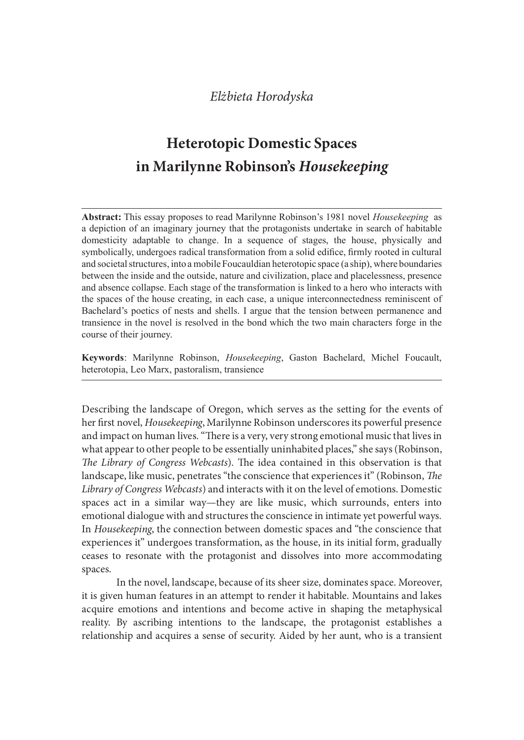*Elżbieta Horodyska*

# Heterotopic Domestic Spaces in Marilynne Robinson's *Housekeeping*

**Abstract:** This essay proposes to read Marilynne Robinson's 1981 novel *Housekeeping* as a depiction of an imaginary journey that the protagonists undertake in search of habitable domesticity adaptable to change. In a sequence of stages, the house, physically and symbolically, undergoes radical transformation from a solid edifice, firmly rooted in cultural and societal structures, into a mobile Foucauldian heterotopic space (a ship), where boundaries between the inside and the outside, nature and civilization, place and placelessness, presence and absence collapse. Each stage of the transformation is linked to a hero who interacts with the spaces of the house creating, in each case, a unique interconnectedness reminiscent of Bachelard's poetics of nests and shells. I argue that the tension between permanence and transience in the novel is resolved in the bond which the two main characters forge in the course of their journey.

**Keywords**: Marilynne Robinson, *Housekeeping*, Gaston Bachelard, Michel Foucault, heterotopia, Leo Marx, pastoralism, transience

Describing the landscape of Oregon, which serves as the setting for the events of her first novel, *Housekeeping*, Marilynne Robinson underscores its powerful presence and impact on human lives. "There is a very, very strong emotional music that lives in what appear to other people to be essentially uninhabited places," she says (Robinson, *The Library of Congress Webcasts*). The idea contained in this observation is that landscape, like music, penetrates "the conscience that experiences it" (Robinson, *The Library of Congress Webcasts*) and interacts with it on the level of emotions. Domestic spaces act in a similar way—they are like music, which surrounds, enters into emotional dialogue with and structures the conscience in intimate yet powerful ways. In *Housekeeping*, the connection between domestic spaces and "the conscience that experiences it" undergoes transformation, as the house, in its initial form, gradually ceases to resonate with the protagonist and dissolves into more accommodating spaces.

In the novel, landscape, because of its sheer size, dominates space. Moreover, it is given human features in an attempt to render it habitable. Mountains and lakes acquire emotions and intentions and become active in shaping the metaphysical reality. By ascribing intentions to the landscape, the protagonist establishes a relationship and acquires a sense of security. Aided by her aunt, who is a transient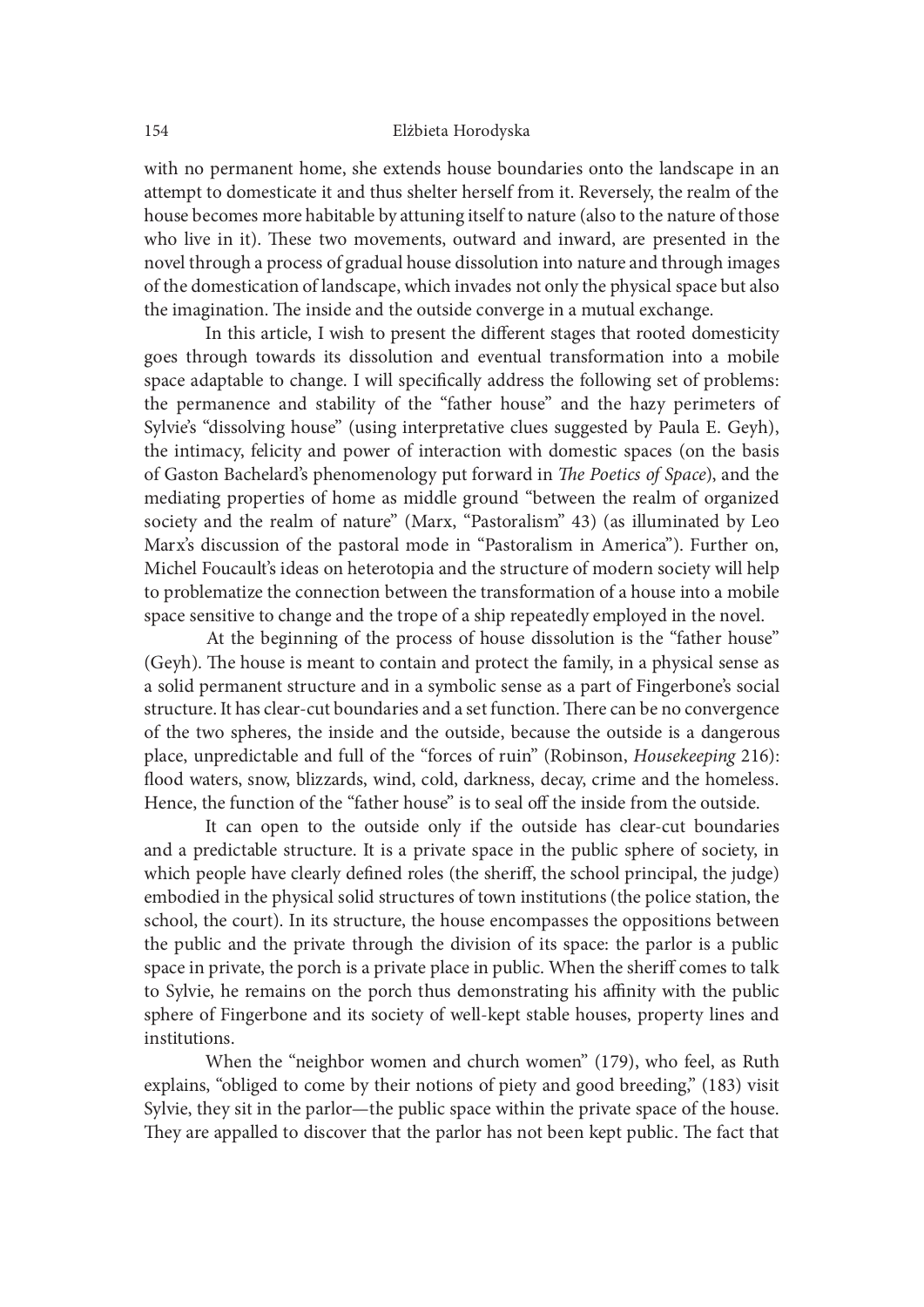with no permanent home, she extends house boundaries onto the landscape in an attempt to domesticate it and thus shelter herself from it. Reversely, the realm of the house becomes more habitable by attuning itself to nature (also to the nature of those who live in it). These two movements, outward and inward, are presented in the novel through a process of gradual house dissolution into nature and through images of the domestication of landscape, which invades not only the physical space but also the imagination. The inside and the outside converge in a mutual exchange.

In this article, I wish to present the different stages that rooted domesticity goes through towards its dissolution and eventual transformation into a mobile space adaptable to change. I will specifically address the following set of problems: the permanence and stability of the "father house" and the hazy perimeters of Sylvie's "dissolving house" (using interpretative clues suggested by Paula E. Geyh), the intimacy, felicity and power of interaction with domestic spaces (on the basis of Gaston Bachelard's phenomenology put forward in *The Poetics of Space*), and the mediating properties of home as middle ground "between the realm of organized society and the realm of nature" (Marx, "Pastoralism" 43) (as illuminated by Leo Marx's discussion of the pastoral mode in "Pastoralism in America"). Further on, Michel Foucault's ideas on heterotopia and the structure of modern society will help to problematize the connection between the transformation of a house into a mobile space sensitive to change and the trope of a ship repeatedly employed in the novel.

At the beginning of the process of house dissolution is the "father house" (Geyh). The house is meant to contain and protect the family, in a physical sense as a solid permanent structure and in a symbolic sense as a part of Fingerbone's social structure. It has clear-cut boundaries and a set function. There can be no convergence of the two spheres, the inside and the outside, because the outside is a dangerous place, unpredictable and full of the "forces of ruin" (Robinson, *Housekeeping* 216): flood waters, snow, blizzards, wind, cold, darkness, decay, crime and the homeless. Hence, the function of the "father house" is to seal off the inside from the outside.

It can open to the outside only if the outside has clear-cut boundaries and a predictable structure. It is a private space in the public sphere of society, in which people have clearly defined roles (the sheriff, the school principal, the judge) embodied in the physical solid structures of town institutions (the police station, the school, the court). In its structure, the house encompasses the oppositions between the public and the private through the division of its space: the parlor is a public space in private, the porch is a private place in public. When the sheriff comes to talk to Sylvie, he remains on the porch thus demonstrating his affinity with the public sphere of Fingerbone and its society of well-kept stable houses, property lines and institutions.

When the "neighbor women and church women" (179), who feel, as Ruth explains, "obliged to come by their notions of piety and good breeding," (183) visit Sylvie, they sit in the parlor—the public space within the private space of the house. They are appalled to discover that the parlor has not been kept public. The fact that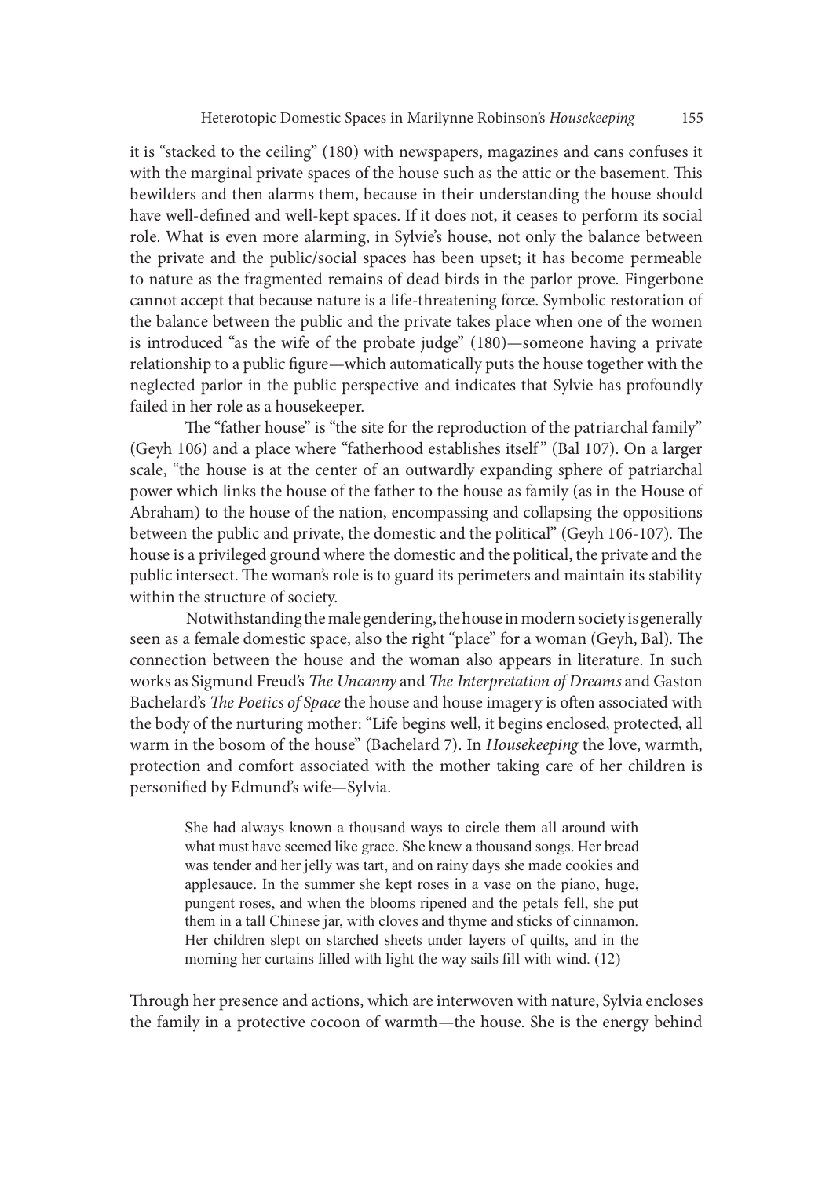it is "stacked to the ceiling" (180) with newspapers, magazines and cans confuses it with the marginal private spaces of the house such as the attic or the basement. This bewilders and then alarms them, because in their understanding the house should have well-defined and well-kept spaces. If it does not, it ceases to perform its social role. What is even more alarming, in Sylvie's house, not only the balance between the private and the public/social spaces has been upset; it has become permeable to nature as the fragmented remains of dead birds in the parlor prove. Fingerbone cannot accept that because nature is a life-threatening force. Symbolic restoration of the balance between the public and the private takes place when one of the women is introduced "as the wife of the probate judge" (180)—someone having a private relationship to a public figure—which automatically puts the house together with the neglected parlor in the public perspective and indicates that Sylvie has profoundly failed in her role as a housekeeper.

The "father house" is "the site for the reproduction of the patriarchal family" (Geyh 106) and a place where "fatherhood establishes itself" (Bal 107). On a larger scale, "the house is at the center of an outwardly expanding sphere of patriarchal power which links the house of the father to the house as family (as in the House of Abraham) to the house of the nation, encompassing and collapsing the oppositions between the public and private, the domestic and the political" (Geyh 106-107). The house is a privileged ground where the domestic and the political, the private and the public intersect. The woman's role is to guard its perimeters and maintain its stability within the structure of society.

Notwithstanding the male gendering, the house in modern society is generally seen as a female domestic space, also the right "place" for a woman (Geyh, Bal). The connection between the house and the woman also appears in literature. In such works as Sigmund Freud's *The Uncanny* and *The Interpretation of Dreams* and Gaston Bachelard's *The Poetics of Space* the house and house imagery is often associated with the body of the nurturing mother: "Life begins well, it begins enclosed, protected, all warm in the bosom of the house" (Bachelard 7). In *Housekeeping* the love, warmth, protection and comfort associated with the mother taking care of her children is personified by Edmund's wife—Sylvia.

> She had always known a thousand ways to circle them all around with what must have seemed like grace. She knew a thousand songs. Her bread was tender and her jelly was tart, and on rainy days she made cookies and applesauce. In the summer she kept roses in a vase on the piano, huge, pungent roses, and when the blooms ripened and the petals fell, she put them in a tall Chinese jar, with cloves and thyme and sticks of cinnamon. Her children slept on starched sheets under layers of quilts, and in the morning her curtains filled with light the way sails fill with wind. (12)

Through her presence and actions, which are interwoven with nature, Sylvia encloses the family in a protective cocoon of warmth—the house. She is the energy behind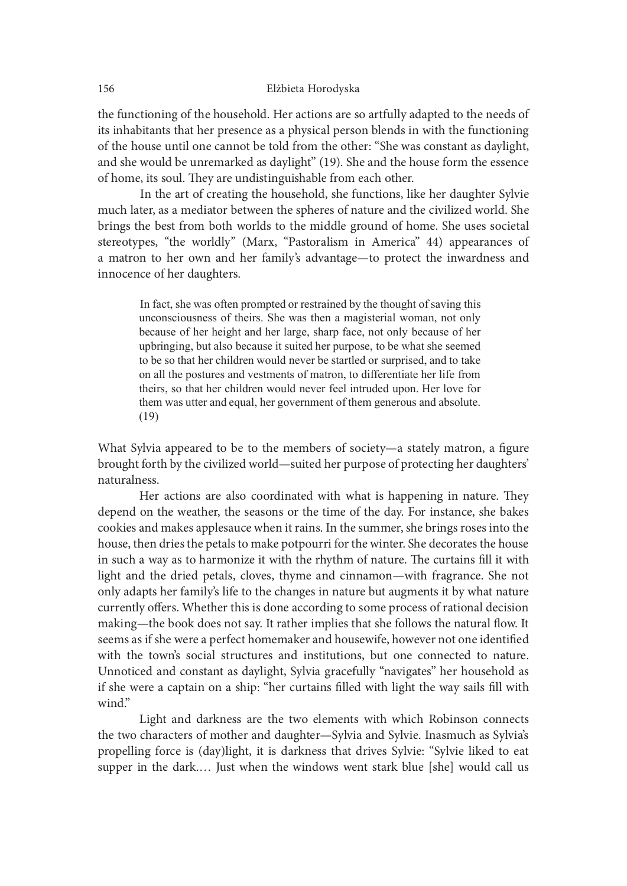the functioning of the household. Her actions are so artfully adapted to the needs of its inhabitants that her presence as a physical person blends in with the functioning of the house until one cannot be told from the other: "She was constant as daylight, and she would be unremarked as daylight" (19). She and the house form the essence of home, its soul. They are undistinguishable from each other.

In the art of creating the household, she functions, like her daughter Sylvie much later, as a mediator between the spheres of nature and the civilized world. She brings the best from both worlds to the middle ground of home. She uses societal stereotypes, "the worldly" (Marx, "Pastoralism in America" 44) appearances of a matron to her own and her family's advantage—to protect the inwardness and innocence of her daughters.

> In fact, she was often prompted or restrained by the thought of saving this unconsciousness of theirs. She was then a magisterial woman, not only because of her height and her large, sharp face, not only because of her upbringing, but also because it suited her purpose, to be what she seemed to be so that her children would never be startled or surprised, and to take on all the postures and vestments of matron, to differentiate her life from theirs, so that her children would never feel intruded upon. Her love for them was utter and equal, her government of them generous and absolute. (19)

What Sylvia appeared to be to the members of society—a stately matron, a figure brought forth by the civilized world—suited her purpose of protecting her daughters' naturalness.

Her actions are also coordinated with what is happening in nature. They depend on the weather, the seasons or the time of the day. For instance, she bakes cookies and makes applesauce when it rains. In the summer, she brings roses into the house, then dries the petals to make potpourri for the winter. She decorates the house in such a way as to harmonize it with the rhythm of nature. The curtains fill it with light and the dried petals, cloves, thyme and cinnamon—with fragrance. She not only adapts her family's life to the changes in nature but augments it by what nature currently offers. Whether this is done according to some process of rational decision making—the book does not say. It rather implies that she follows the natural flow. It seems as if she were a perfect homemaker and housewife, however not one identified with the town's social structures and institutions, but one connected to nature. Unnoticed and constant as daylight, Sylvia gracefully "navigates" her household as if she were a captain on a ship: "her curtains filled with light the way sails fill with wind."

Light and darkness are the two elements with which Robinson connects the two characters of mother and daughter—Sylvia and Sylvie. Inasmuch as Sylvia's propelling force is (day)light, it is darkness that drives Sylvie: "Sylvie liked to eat supper in the dark.… Just when the windows went stark blue [she] would call us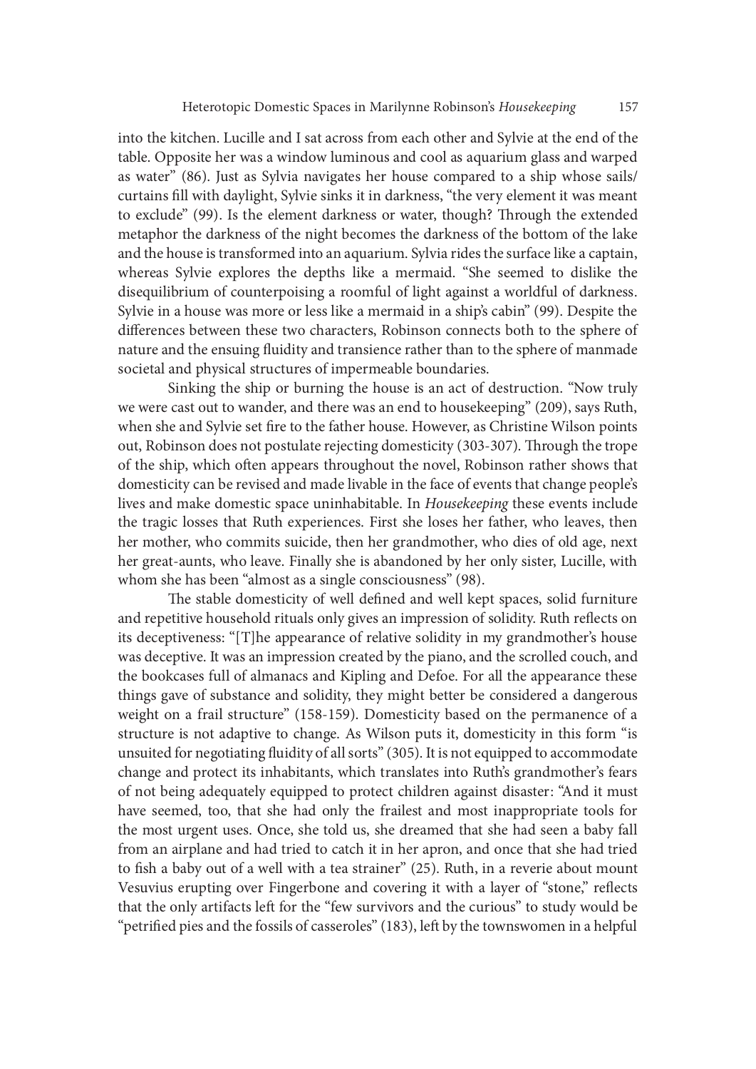into the kitchen. Lucille and I sat across from each other and Sylvie at the end of the table. Opposite her was a window luminous and cool as aquarium glass and warped as water" (86). Just as Sylvia navigates her house compared to a ship whose sails/curtains fill with daylight, Sylvie sinks it in darkness, "the very element it was meant to exclude" (99). Is the element darkness or water, though? Through the extended metaphor the darkness of the night becomes the darkness of the bottom of the lake and the house is transformed into an aquarium. Sylvia rides the surface like a captain, whereas Sylvie explores the depths like a mermaid. "She seemed to dislike the disequilibrium of counterpoising a roomful of light against a worldful of darkness. Sylvie in a house was more or less like a mermaid in a ship's cabin" (99). Despite the differences between these two characters, Robinson connects both to the sphere of nature and the ensuing fluidity and transience rather than to the sphere of manmade societal and physical structures of impermeable boundaries.

Sinking the ship or burning the house is an act of destruction. "Now truly we were cast out to wander, and there was an end to housekeeping" (209), says Ruth, when she and Sylvie set fire to the father house. However, as Christine Wilson points out, Robinson does not postulate rejecting domesticity (303-307). Through the trope of the ship, which often appears throughout the novel, Robinson rather shows that domesticity can be revised and made livable in the face of events that change people's lives and make domestic space uninhabitable. In *Housekeeping* these events include the tragic losses that Ruth experiences. First she loses her father, who leaves, then her mother, who commits suicide, then her grandmother, who dies of old age, next her great-aunts, who leave. Finally she is abandoned by her only sister, Lucille, with whom she has been "almost as a single consciousness" (98).

The stable domesticity of well defined and well kept spaces, solid furniture and repetitive household rituals only gives an impression of solidity. Ruth reflects on its deceptiveness: "[T]he appearance of relative solidity in my grandmother's house was deceptive. It was an impression created by the piano, and the scrolled couch, and the bookcases full of almanacs and Kipling and Defoe. For all the appearance these things gave of substance and solidity, they might better be considered a dangerous weight on a frail structure" (158-159). Domesticity based on the permanence of a structure is not adaptive to change. As Wilson puts it, domesticity in this form "is unsuited for negotiating fluidity of all sorts" (305). It is not equipped to accommodate change and protect its inhabitants, which translates into Ruth's grandmother's fears of not being adequately equipped to protect children against disaster: "And it must have seemed, too, that she had only the frailest and most inappropriate tools for the most urgent uses. Once, she told us, she dreamed that she had seen a baby fall from an airplane and had tried to catch it in her apron, and once that she had tried to fish a baby out of a well with a tea strainer" (25). Ruth, in a reverie about mount Vesuvius erupting over Fingerbone and covering it with a layer of "stone," reflects that the only artifacts left for the "few survivors and the curious" to study would be "petrified pies and the fossils of casseroles" (183), left by the townswomen in a helpful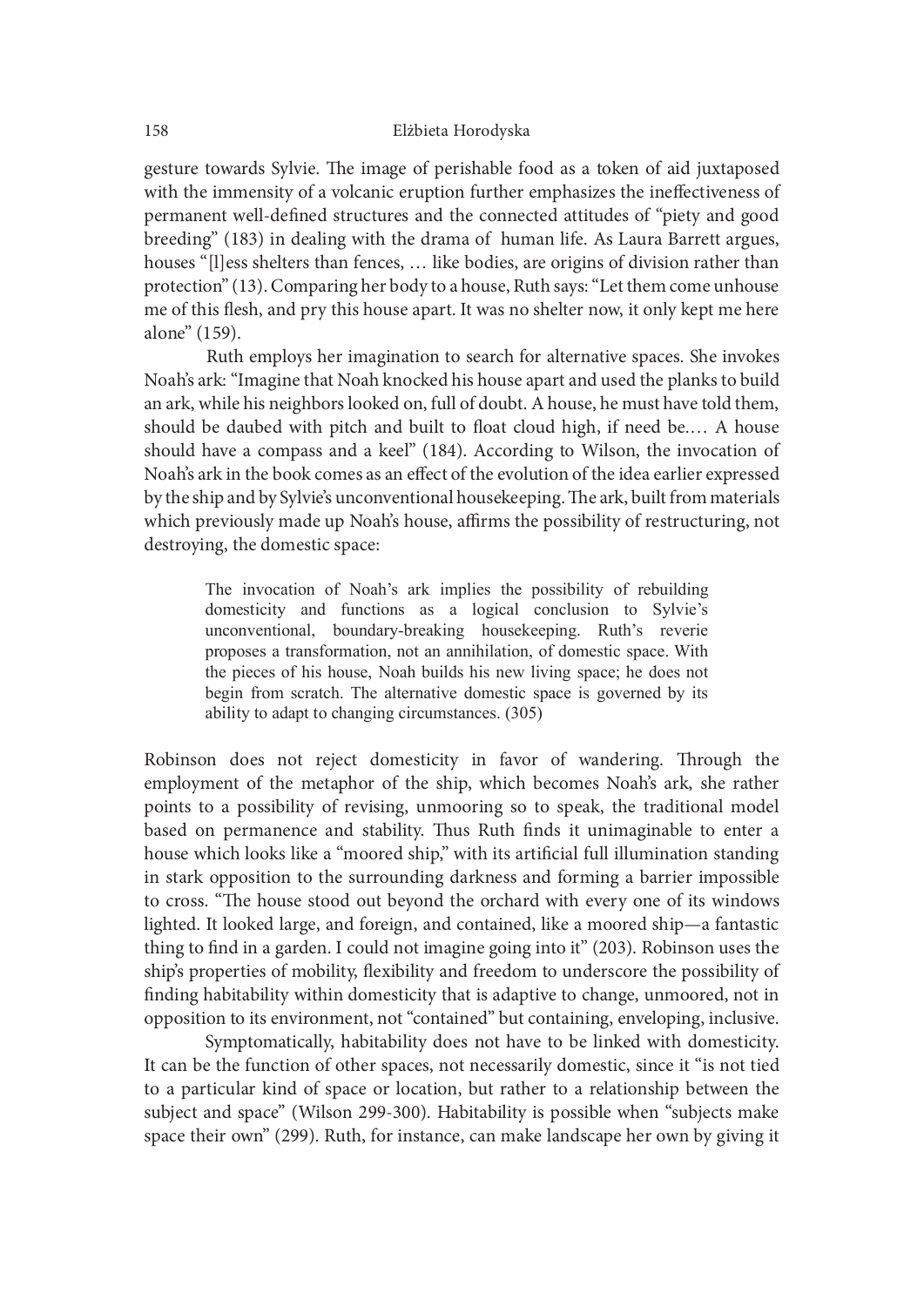gesture towards Sylvie. The image of perishable food as a token of aid juxtaposed with the immensity of a volcanic eruption further emphasizes the ineffectiveness of permanent well-defined structures and the connected attitudes of "piety and good breeding" (183) in dealing with the drama of human life. As Laura Barrett argues, houses "[l]ess shelters than fences, … like bodies, are origins of division rather than protection" (13). Comparing her body to a house, Ruth says: "Let them come unhouse me of this flesh, and pry this house apart. It was no shelter now, it only kept me here alone" (159).

Ruth employs her imagination to search for alternative spaces. She invokes Noah's ark: "Imagine that Noah knocked his house apart and used the planks to build an ark, while his neighbors looked on, full of doubt. A house, he must have told them, should be daubed with pitch and built to float cloud high, if need be.… A house should have a compass and a keel" (184). According to Wilson, the invocation of Noah's ark in the book comes as an effect of the evolution of the idea earlier expressed by the ship and by Sylvie's unconventional housekeeping. The ark, built from materials which previously made up Noah's house, affirms the possibility of restructuring, not destroying, the domestic space:

> The invocation of Noah's ark implies the possibility of rebuilding domesticity and functions as a logical conclusion to Sylvie's unconventional, boundary-breaking housekeeping. Ruth's reverie proposes a transformation, not an annihilation, of domestic space. With the pieces of his house, Noah builds his new living space; he does not begin from scratch. The alternative domestic space is governed by its ability to adapt to changing circumstances. (305)

Robinson does not reject domesticity in favor of wandering. Through the employment of the metaphor of the ship, which becomes Noah's ark, she rather points to a possibility of revising, unmooring so to speak, the traditional model based on permanence and stability. Thus Ruth finds it unimaginable to enter a house which looks like a "moored ship," with its artificial full illumination standing in stark opposition to the surrounding darkness and forming a barrier impossible to cross. "The house stood out beyond the orchard with every one of its windows lighted. It looked large, and foreign, and contained, like a moored ship—a fantastic thing to find in a garden. I could not imagine going into it" (203). Robinson uses the ship's properties of mobility, flexibility and freedom to underscore the possibility of finding habitability within domesticity that is adaptive to change, unmoored, not in opposition to its environment, not "contained" but containing, enveloping, inclusive.

Symptomatically, habitability does not have to be linked with domesticity. It can be the function of other spaces, not necessarily domestic, since it "is not tied to a particular kind of space or location, but rather to a relationship between the subject and space" (Wilson 299-300). Habitability is possible when "subjects make space their own" (299). Ruth, for instance, can make landscape her own by giving it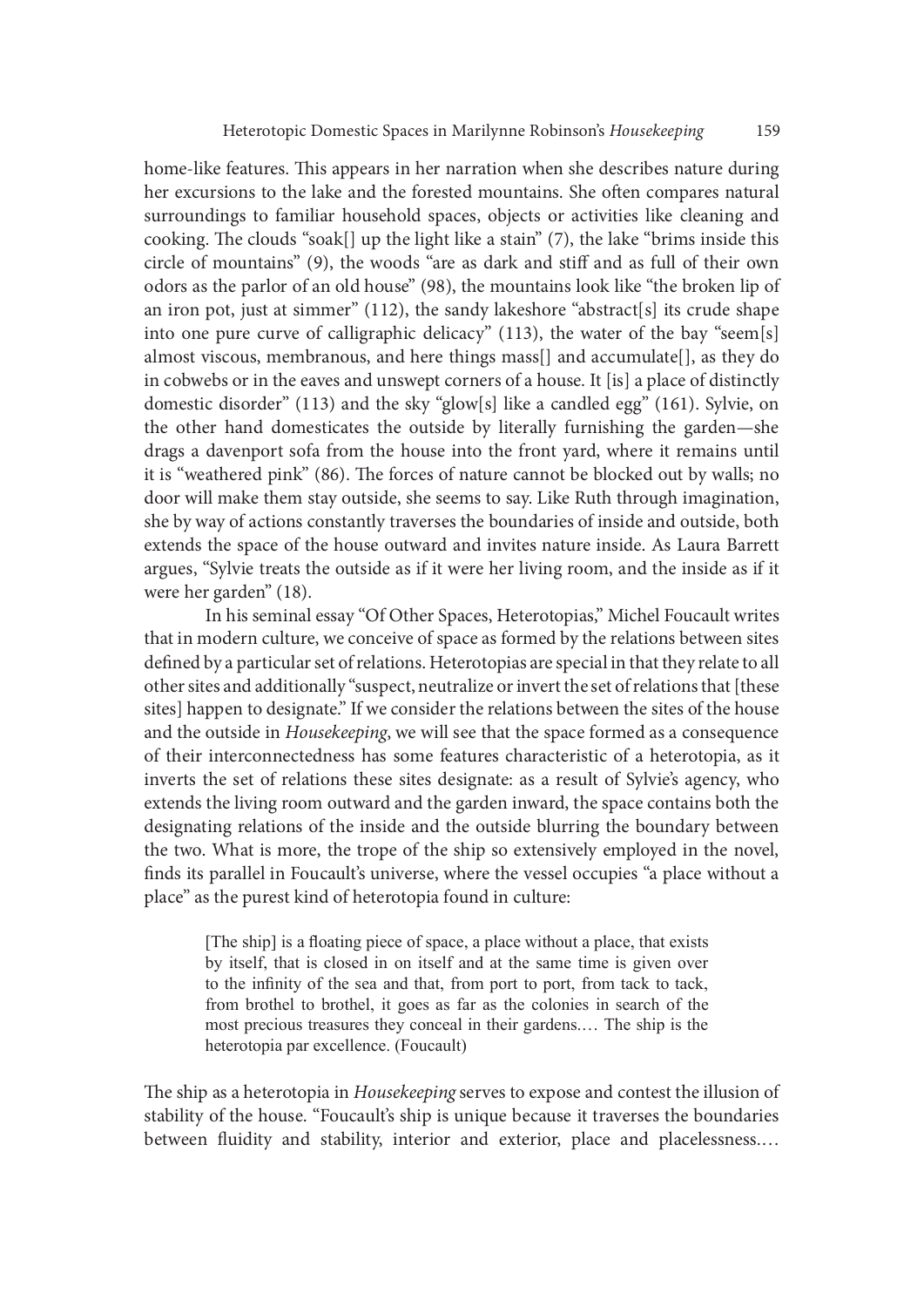home-like features. This appears in her narration when she describes nature during her excursions to the lake and the forested mountains. She often compares natural surroundings to familiar household spaces, objects or activities like cleaning and cooking. The clouds "soak[] up the light like a stain" (7), the lake "brims inside this circle of mountains" (9), the woods "are as dark and stiff and as full of their own odors as the parlor of an old house" (98), the mountains look like "the broken lip of an iron pot, just at simmer" (112), the sandy lakeshore "abstract[s] its crude shape into one pure curve of calligraphic delicacy" (113), the water of the bay "seem[s] almost viscous, membranous, and here things mass[] and accumulate[], as they do in cobwebs or in the eaves and unswept corners of a house. It [is] a place of distinctly domestic disorder" (113) and the sky "glow[s] like a candled egg" (161). Sylvie, on the other hand domesticates the outside by literally furnishing the garden—she drags a davenport sofa from the house into the front yard, where it remains until it is "weathered pink" (86). The forces of nature cannot be blocked out by walls; no door will make them stay outside, she seems to say. Like Ruth through imagination, she by way of actions constantly traverses the boundaries of inside and outside, both extends the space of the house outward and invites nature inside. As Laura Barrett argues, "Sylvie treats the outside as if it were her living room, and the inside as if it were her garden" (18).

In his seminal essay "Of Other Spaces, Heterotopias," Michel Foucault writes that in modern culture, we conceive of space as formed by the relations between sites defined by a particular set of relations. Heterotopias are special in that they relate to all other sites and additionally "suspect, neutralize or invert the set of relations that [these sites] happen to designate." If we consider the relations between the sites of the house and the outside in *Housekeeping*, we will see that the space formed as a consequence of their interconnectedness has some features characteristic of a heterotopia, as it inverts the set of relations these sites designate: as a result of Sylvie's agency, who extends the living room outward and the garden inward, the space contains both the designating relations of the inside and the outside blurring the boundary between the two. What is more, the trope of the ship so extensively employed in the novel, finds its parallel in Foucault's universe, where the vessel occupies "a place without a place" as the purest kind of heterotopia found in culture:

> [The ship] is a floating piece of space, a place without a place, that exists by itself, that is closed in on itself and at the same time is given over to the infinity of the sea and that, from port to port, from tack to tack, from brothel to brothel, it goes as far as the colonies in search of the most precious treasures they conceal in their gardens.… The ship is the heterotopia par excellence. (Foucault)

The ship as a heterotopia in *Housekeeping* serves to expose and contest the illusion of stability of the house. "Foucault's ship is unique because it traverses the boundaries between fluidity and stability, interior and exterior, place and placelessness.…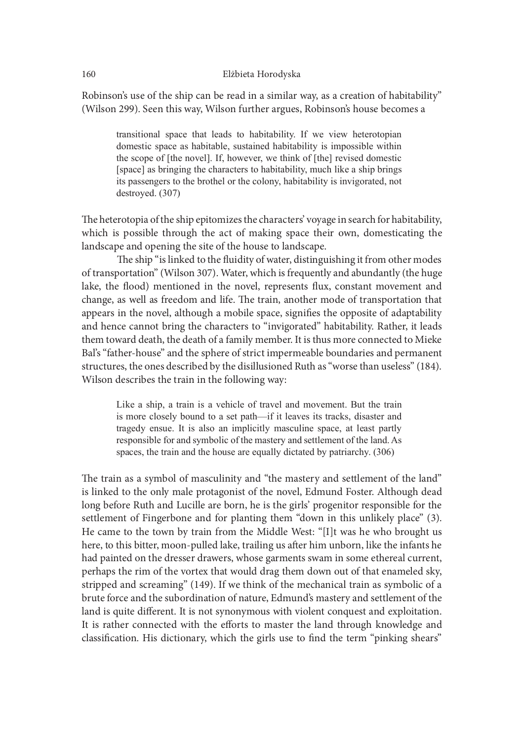Robinson's use of the ship can be read in a similar way, as a creation of habitability" (Wilson 299). Seen this way, Wilson further argues, Robinson's house becomes a

> transitional space that leads to habitability. If we view heterotopian domestic space as habitable, sustained habitability is impossible within the scope of [the novel]. If, however, we think of [the] revised domestic [space] as bringing the characters to habitability, much like a ship brings its passengers to the brothel or the colony, habitability is invigorated, not destroyed. (307)

The heterotopia of the ship epitomizes the characters' voyage in search for habitability, which is possible through the act of making space their own, domesticating the landscape and opening the site of the house to landscape.

The ship "is linked to the fluidity of water, distinguishing it from other modes of transportation" (Wilson 307). Water, which is frequently and abundantly (the huge lake, the flood) mentioned in the novel, represents flux, constant movement and change, as well as freedom and life. The train, another mode of transportation that appears in the novel, although a mobile space, signifies the opposite of adaptability and hence cannot bring the characters to "invigorated" habitability. Rather, it leads them toward death, the death of a family member. It is thus more connected to Mieke Bal's "father-house" and the sphere of strict impermeable boundaries and permanent structures, the ones described by the disillusioned Ruth as "worse than useless" (184). Wilson describes the train in the following way:

> Like a ship, a train is a vehicle of travel and movement. But the train is more closely bound to a set path—if it leaves its tracks, disaster and tragedy ensue. It is also an implicitly masculine space, at least partly responsible for and symbolic of the mastery and settlement of the land. As spaces, the train and the house are equally dictated by patriarchy. (306)

The train as a symbol of masculinity and "the mastery and settlement of the land" is linked to the only male protagonist of the novel, Edmund Foster. Although dead long before Ruth and Lucille are born, he is the girls' progenitor responsible for the settlement of Fingerbone and for planting them "down in this unlikely place" (3). He came to the town by train from the Middle West: "[I]t was he who brought us here, to this bitter, moon-pulled lake, trailing us after him unborn, like the infants he had painted on the dresser drawers, whose garments swam in some ethereal current, perhaps the rim of the vortex that would drag them down out of that enameled sky, stripped and screaming" (149). If we think of the mechanical train as symbolic of a brute force and the subordination of nature, Edmund's mastery and settlement of the land is quite different. It is not synonymous with violent conquest and exploitation. It is rather connected with the efforts to master the land through knowledge and classification. His dictionary, which the girls use to find the term "pinking shears"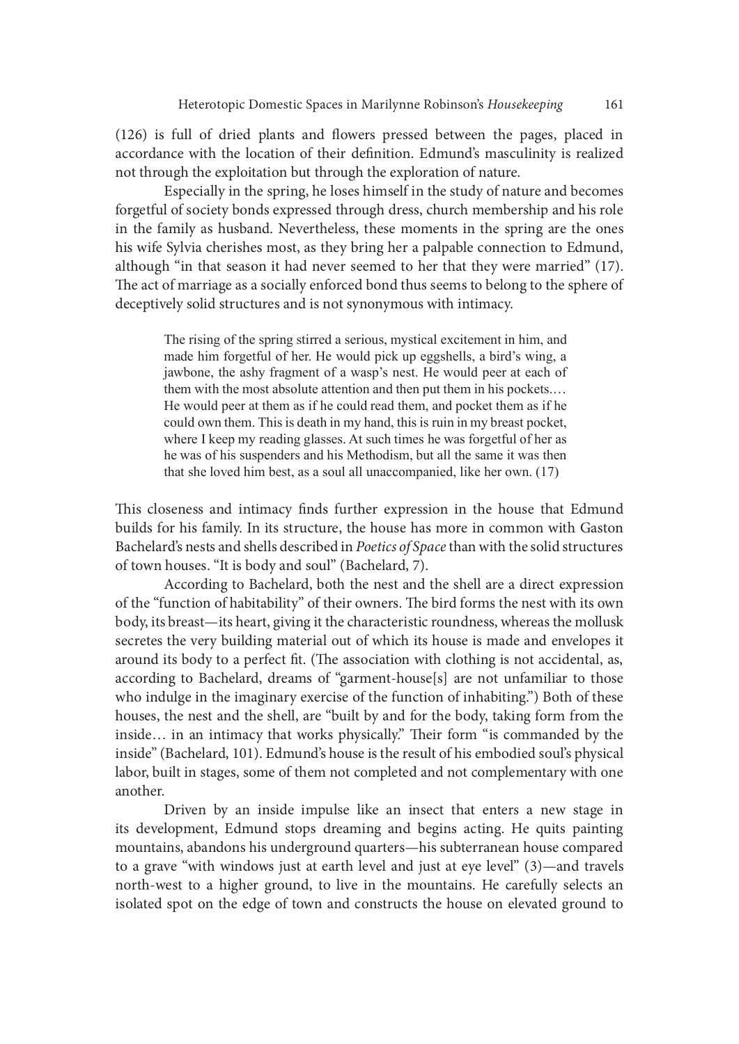(126) is full of dried plants and flowers pressed between the pages, placed in accordance with the location of their definition. Edmund's masculinity is realized not through the exploitation but through the exploration of nature.

Especially in the spring, he loses himself in the study of nature and becomes forgetful of society bonds expressed through dress, church membership and his role in the family as husband. Nevertheless, these moments in the spring are the ones his wife Sylvia cherishes most, as they bring her a palpable connection to Edmund, although "in that season it had never seemed to her that they were married" (17). The act of marriage as a socially enforced bond thus seems to belong to the sphere of deceptively solid structures and is not synonymous with intimacy.

> The rising of the spring stirred a serious, mystical excitement in him, and made him forgetful of her. He would pick up eggshells, a bird's wing, a jawbone, the ashy fragment of a wasp's nest. He would peer at each of them with the most absolute attention and then put them in his pockets.… He would peer at them as if he could read them, and pocket them as if he could own them. This is death in my hand, this is ruin in my breast pocket, where I keep my reading glasses. At such times he was forgetful of her as he was of his suspenders and his Methodism, but all the same it was then that she loved him best, as a soul all unaccompanied, like her own. (17)

This closeness and intimacy finds further expression in the house that Edmund builds for his family. In its structure, the house has more in common with Gaston Bachelard's nests and shells described in *Poetics of Space* than with the solid structures of town houses. "It is body and soul" (Bachelard, 7).

According to Bachelard, both the nest and the shell are a direct expression of the "function of habitability" of their owners. The bird forms the nest with its own body, its breast—its heart, giving it the characteristic roundness, whereas the mollusk secretes the very building material out of which its house is made and envelopes it around its body to a perfect fit. (The association with clothing is not accidental, as, according to Bachelard, dreams of "garment-house[s] are not unfamiliar to those who indulge in the imaginary exercise of the function of inhabiting.") Both of these houses, the nest and the shell, are "built by and for the body, taking form from the inside… in an intimacy that works physically." Their form "is commanded by the inside" (Bachelard, 101). Edmund's house is the result of his embodied soul's physical labor, built in stages, some of them not completed and not complementary with one another.

Driven by an inside impulse like an insect that enters a new stage in its development, Edmund stops dreaming and begins acting. He quits painting mountains, abandons his underground quarters—his subterranean house compared to a grave "with windows just at earth level and just at eye level" (3)—and travels north-west to a higher ground, to live in the mountains. He carefully selects an isolated spot on the edge of town and constructs the house on elevated ground to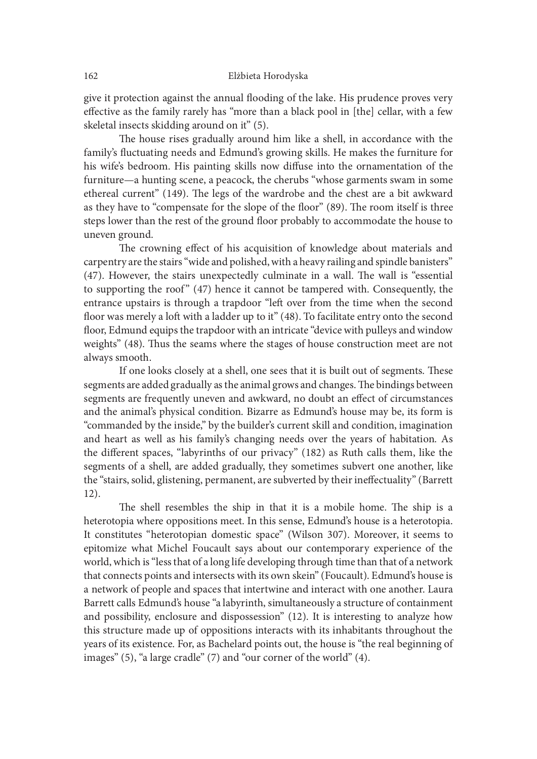give it protection against the annual flooding of the lake. His prudence proves very effective as the family rarely has "more than a black pool in [the] cellar, with a few skeletal insects skidding around on it" (5).

The house rises gradually around him like a shell, in accordance with the family's fluctuating needs and Edmund's growing skills. He makes the furniture for his wife's bedroom. His painting skills now diffuse into the ornamentation of the furniture—a hunting scene, a peacock, the cherubs "whose garments swam in some ethereal current" (149). The legs of the wardrobe and the chest are a bit awkward as they have to "compensate for the slope of the floor" (89). The room itself is three steps lower than the rest of the ground floor probably to accommodate the house to uneven ground.

The crowning effect of his acquisition of knowledge about materials and carpentry are the stairs "wide and polished, with a heavy railing and spindle banisters" (47). However, the stairs unexpectedly culminate in a wall. The wall is "essential to supporting the roof" (47) hence it cannot be tampered with. Consequently, the entrance upstairs is through a trapdoor "left over from the time when the second floor was merely a loft with a ladder up to it" (48). To facilitate entry onto the second floor, Edmund equips the trapdoor with an intricate "device with pulleys and window weights" (48). Thus the seams where the stages of house construction meet are not always smooth.

If one looks closely at a shell, one sees that it is built out of segments. These segments are added gradually as the animal grows and changes. The bindings between segments are frequently uneven and awkward, no doubt an effect of circumstances and the animal's physical condition. Bizarre as Edmund's house may be, its form is "commanded by the inside," by the builder's current skill and condition, imagination and heart as well as his family's changing needs over the years of habitation. As the different spaces, "labyrinths of our privacy" (182) as Ruth calls them, like the segments of a shell, are added gradually, they sometimes subvert one another, like the "stairs, solid, glistening, permanent, are subverted by their ineffectuality" (Barrett 12).

The shell resembles the ship in that it is a mobile home. The ship is a heterotopia where oppositions meet. In this sense, Edmund's house is a heterotopia. It constitutes "heterotopian domestic space" (Wilson 307). Moreover, it seems to epitomize what Michel Foucault says about our contemporary experience of the world, which is "less that of a long life developing through time than that of a network that connects points and intersects with its own skein" (Foucault). Edmund's house is a network of people and spaces that intertwine and interact with one another. Laura Barrett calls Edmund's house "a labyrinth, simultaneously a structure of containment and possibility, enclosure and dispossession" (12). It is interesting to analyze how this structure made up of oppositions interacts with its inhabitants throughout the years of its existence. For, as Bachelard points out, the house is "the real beginning of images" (5), "a large cradle" (7) and "our corner of the world" (4).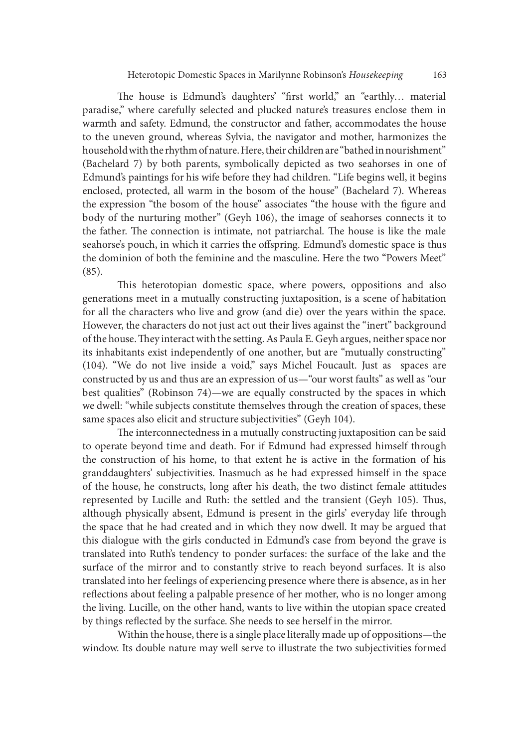The house is Edmund's daughters' "first world," an "earthly… material paradise," where carefully selected and plucked nature's treasures enclose them in warmth and safety. Edmund, the constructor and father, accommodates the house to the uneven ground, whereas Sylvia, the navigator and mother, harmonizes the household with the rhythm of nature. Here, their children are "bathed in nourishment" (Bachelard 7) by both parents, symbolically depicted as two seahorses in one of Edmund's paintings for his wife before they had children. "Life begins well, it begins enclosed, protected, all warm in the bosom of the house" (Bachelard 7). Whereas the expression "the bosom of the house" associates "the house with the figure and body of the nurturing mother" (Geyh 106), the image of seahorses connects it to the father. The connection is intimate, not patriarchal. The house is like the male seahorse's pouch, in which it carries the offspring. Edmund's domestic space is thus the dominion of both the feminine and the masculine. Here the two "Powers Meet" (85).

This heterotopian domestic space, where powers, oppositions and also generations meet in a mutually constructing juxtaposition, is a scene of habitation for all the characters who live and grow (and die) over the years within the space. However, the characters do not just act out their lives against the "inert" background of the house. They interact with the setting. As Paula E. Geyh argues, neither space nor its inhabitants exist independently of one another, but are "mutually constructing" (104). "We do not live inside a void," says Michel Foucault. Just as spaces are constructed by us and thus are an expression of us—"our worst faults" as well as "our best qualities" (Robinson 74)—we are equally constructed by the spaces in which we dwell: "while subjects constitute themselves through the creation of spaces, these same spaces also elicit and structure subjectivities" (Geyh 104).

The interconnectedness in a mutually constructing juxtaposition can be said to operate beyond time and death. For if Edmund had expressed himself through the construction of his home, to that extent he is active in the formation of his granddaughters' subjectivities. Inasmuch as he had expressed himself in the space of the house, he constructs, long after his death, the two distinct female attitudes represented by Lucille and Ruth: the settled and the transient (Geyh 105). Thus, although physically absent, Edmund is present in the girls' everyday life through the space that he had created and in which they now dwell. It may be argued that this dialogue with the girls conducted in Edmund's case from beyond the grave is translated into Ruth's tendency to ponder surfaces: the surface of the lake and the surface of the mirror and to constantly strive to reach beyond surfaces. It is also translated into her feelings of experiencing presence where there is absence, as in her reflections about feeling a palpable presence of her mother, who is no longer among the living. Lucille, on the other hand, wants to live within the utopian space created by things reflected by the surface. She needs to see herself in the mirror.

Within the house, there is a single place literally made up of oppositions—the window. Its double nature may well serve to illustrate the two subjectivities formed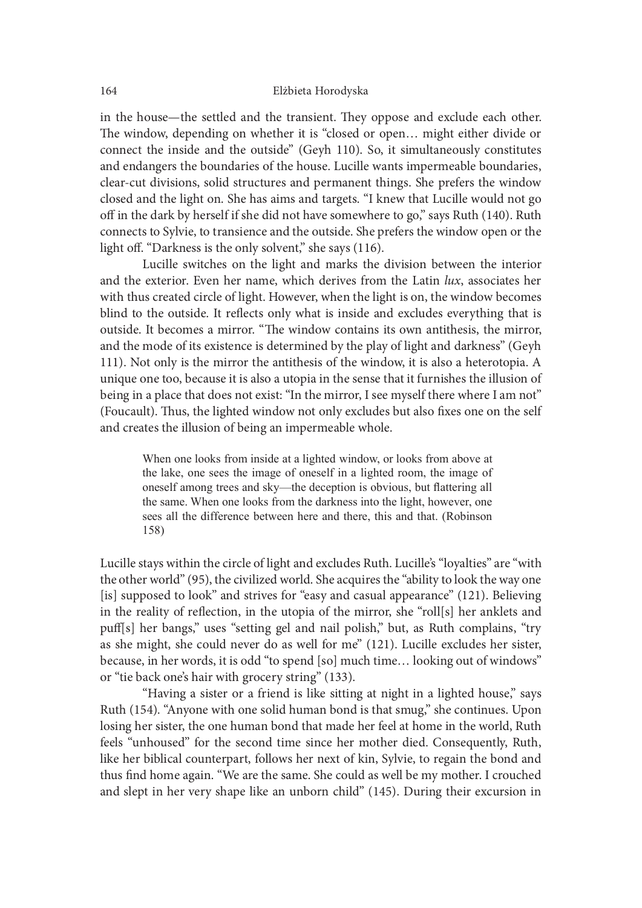in the house—the settled and the transient. They oppose and exclude each other. The window, depending on whether it is "closed or open… might either divide or connect the inside and the outside" (Geyh 110). So, it simultaneously constitutes and endangers the boundaries of the house. Lucille wants impermeable boundaries, clear-cut divisions, solid structures and permanent things. She prefers the window closed and the light on. She has aims and targets. "I knew that Lucille would not go off in the dark by herself if she did not have somewhere to go," says Ruth (140). Ruth connects to Sylvie, to transience and the outside. She prefers the window open or the light off. "Darkness is the only solvent," she says (116).

Lucille switches on the light and marks the division between the interior and the exterior. Even her name, which derives from the Latin *lux*, associates her with thus created circle of light. However, when the light is on, the window becomes blind to the outside. It reflects only what is inside and excludes everything that is outside. It becomes a mirror. "The window contains its own antithesis, the mirror, and the mode of its existence is determined by the play of light and darkness" (Geyh 111). Not only is the mirror the antithesis of the window, it is also a heterotopia. A unique one too, because it is also a utopia in the sense that it furnishes the illusion of being in a place that does not exist: "In the mirror, I see myself there where I am not" (Foucault). Thus, the lighted window not only excludes but also fixes one on the self and creates the illusion of being an impermeable whole.

> When one looks from inside at a lighted window, or looks from above at the lake, one sees the image of oneself in a lighted room, the image of oneself among trees and sky—the deception is obvious, but flattering all the same. When one looks from the darkness into the light, however, one sees all the difference between here and there, this and that. (Robinson 158)

Lucille stays within the circle of light and excludes Ruth. Lucille's "loyalties" are "with the other world" (95), the civilized world. She acquires the "ability to look the way one [is] supposed to look" and strives for "easy and casual appearance" (121). Believing in the reality of reflection, in the utopia of the mirror, she "roll[s] her anklets and puff[s] her bangs," uses "setting gel and nail polish," but, as Ruth complains, "try as she might, she could never do as well for me" (121). Lucille excludes her sister, because, in her words, it is odd "to spend [so] much time… looking out of windows" or "tie back one's hair with grocery string" (133).

"Having a sister or a friend is like sitting at night in a lighted house," says Ruth (154). "Anyone with one solid human bond is that smug," she continues. Upon losing her sister, the one human bond that made her feel at home in the world, Ruth feels "unhoused" for the second time since her mother died. Consequently, Ruth, like her biblical counterpart, follows her next of kin, Sylvie, to regain the bond and thus find home again. "We are the same. She could as well be my mother. I crouched and slept in her very shape like an unborn child" (145). During their excursion in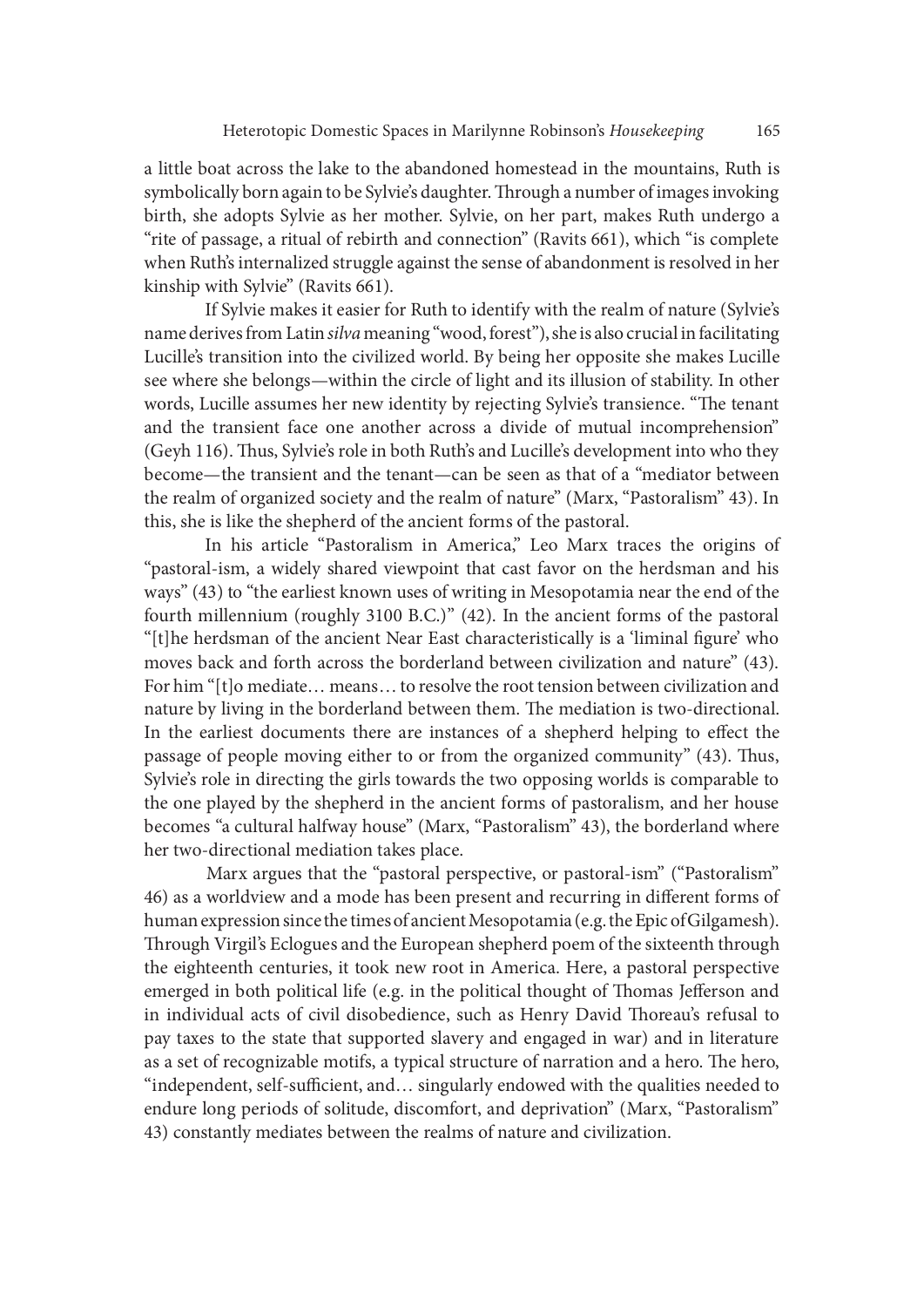a little boat across the lake to the abandoned homestead in the mountains, Ruth is symbolically born again to be Sylvie's daughter. Through a number of images invoking birth, she adopts Sylvie as her mother. Sylvie, on her part, makes Ruth undergo a "rite of passage, a ritual of rebirth and connection" (Ravits 661), which "is complete when Ruth's internalized struggle against the sense of abandonment is resolved in her kinship with Sylvie" (Ravits 661).

If Sylvie makes it easier for Ruth to identify with the realm of nature (Sylvie's name derives from Latin *silva* meaning "wood, forest"), she is also crucial in facilitating Lucille's transition into the civilized world. By being her opposite she makes Lucille see where she belongs—within the circle of light and its illusion of stability. In other words, Lucille assumes her new identity by rejecting Sylvie's transience. "The tenant and the transient face one another across a divide of mutual incomprehension" (Geyh 116). Thus, Sylvie's role in both Ruth's and Lucille's development into who they become—the transient and the tenant—can be seen as that of a "mediator between the realm of organized society and the realm of nature" (Marx, "Pastoralism" 43). In this, she is like the shepherd of the ancient forms of the pastoral.

In his article "Pastoralism in America," Leo Marx traces the origins of "pastoral-ism, a widely shared viewpoint that cast favor on the herdsman and his ways" (43) to "the earliest known uses of writing in Mesopotamia near the end of the fourth millennium (roughly 3100 B.C.)" (42). In the ancient forms of the pastoral "[t]he herdsman of the ancient Near East characteristically is a 'liminal figure' who moves back and forth across the borderland between civilization and nature" (43). For him "[t]o mediate… means… to resolve the root tension between civilization and nature by living in the borderland between them. The mediation is two-directional. In the earliest documents there are instances of a shepherd helping to effect the passage of people moving either to or from the organized community" (43). Thus, Sylvie's role in directing the girls towards the two opposing worlds is comparable to the one played by the shepherd in the ancient forms of pastoralism, and her house becomes "a cultural halfway house" (Marx, "Pastoralism" 43), the borderland where her two-directional mediation takes place.

Marx argues that the "pastoral perspective, or pastoral-ism" ("Pastoralism" 46) as a worldview and a mode has been present and recurring in different forms of human expression since the times of ancient Mesopotamia (e.g. the Epic of Gilgamesh). Through Virgil's Eclogues and the European shepherd poem of the sixteenth through the eighteenth centuries, it took new root in America. Here, a pastoral perspective emerged in both political life (e.g. in the political thought of Thomas Jefferson and in individual acts of civil disobedience, such as Henry David Thoreau's refusal to pay taxes to the state that supported slavery and engaged in war) and in literature as a set of recognizable motifs, a typical structure of narration and a hero. The hero, "independent, self-sufficient, and… singularly endowed with the qualities needed to endure long periods of solitude, discomfort, and deprivation" (Marx, "Pastoralism" 43) constantly mediates between the realms of nature and civilization.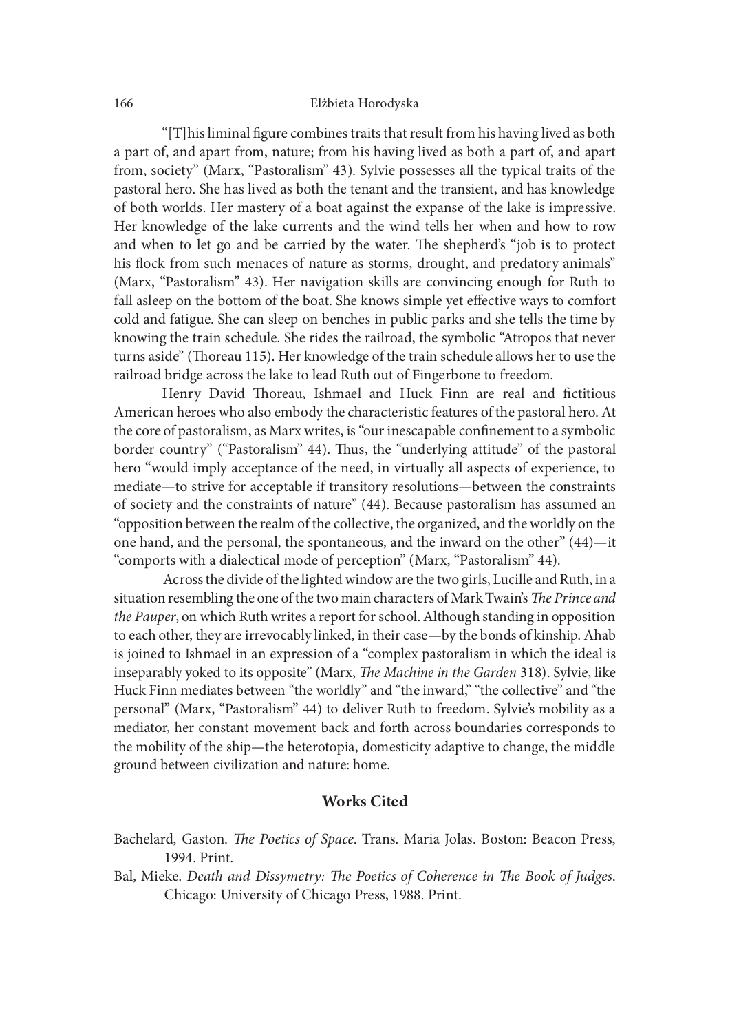"[T]his liminal figure combines traits that result from his having lived as both a part of, and apart from, nature; from his having lived as both a part of, and apart from, society" (Marx, "Pastoralism" 43). Sylvie possesses all the typical traits of the pastoral hero. She has lived as both the tenant and the transient, and has knowledge of both worlds. Her mastery of a boat against the expanse of the lake is impressive. Her knowledge of the lake currents and the wind tells her when and how to row and when to let go and be carried by the water. The shepherd's "job is to protect his flock from such menaces of nature as storms, drought, and predatory animals" (Marx, "Pastoralism" 43). Her navigation skills are convincing enough for Ruth to fall asleep on the bottom of the boat. She knows simple yet effective ways to comfort cold and fatigue. She can sleep on benches in public parks and she tells the time by knowing the train schedule. She rides the railroad, the symbolic "Atropos that never turns aside" (Thoreau 115). Her knowledge of the train schedule allows her to use the railroad bridge across the lake to lead Ruth out of Fingerbone to freedom.

Henry David Thoreau, Ishmael and Huck Finn are real and fictitious American heroes who also embody the characteristic features of the pastoral hero. At the core of pastoralism, as Marx writes, is "our inescapable confinement to a symbolic border country" ("Pastoralism" 44). Thus, the "underlying attitude" of the pastoral hero "would imply acceptance of the need, in virtually all aspects of experience, to mediate—to strive for acceptable if transitory resolutions—between the constraints of society and the constraints of nature" (44). Because pastoralism has assumed an "opposition between the realm of the collective, the organized, and the worldly on the one hand, and the personal, the spontaneous, and the inward on the other" (44)—it "comports with a dialectical mode of perception" (Marx, "Pastoralism" 44).

Across the divide of the lighted window are the two girls, Lucille and Ruth, in a situation resembling the one of the two main characters of Mark Twain's *The Prince and the Pauper*, on which Ruth writes a report for school. Although standing in opposition to each other, they are irrevocably linked, in their case—by the bonds of kinship. Ahab is joined to Ishmael in an expression of a "complex pastoralism in which the ideal is inseparably yoked to its opposite" (Marx, *The Machine in the Garden* 318). Sylvie, like Huck Finn mediates between "the worldly" and "the inward," "the collective" and "the personal" (Marx, "Pastoralism" 44) to deliver Ruth to freedom. Sylvie's mobility as a mediator, her constant movement back and forth across boundaries corresponds to the mobility of the ship—the heterotopia, domesticity adaptive to change, the middle ground between civilization and nature: home.

## Works Cited

Bachelard, Gaston. *The Poetics of Space*. Trans. Maria Jolas. Boston: Beacon Press, 1994. Print.

Bal, Mieke. *Death and Dissymetry: The Poetics of Coherence in The Book of Judges*. Chicago: University of Chicago Press, 1988. Print.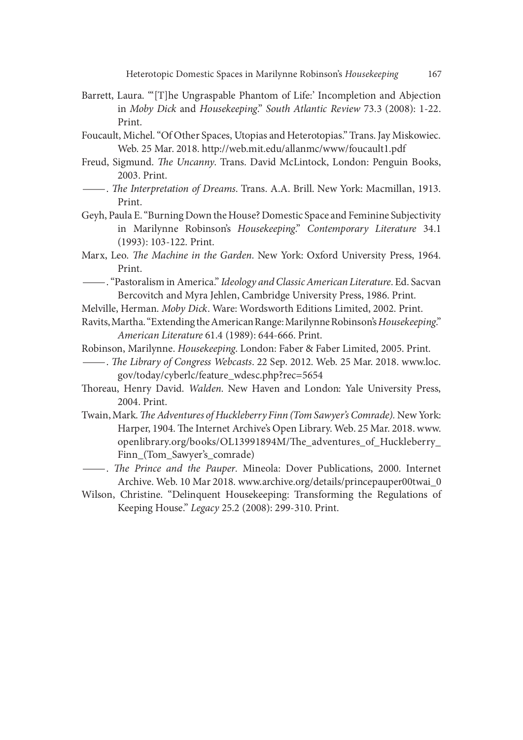Barrett, Laura. "'[T]he Ungraspable Phantom of Life:' Incompletion and Abjection in *Moby Dick* and *Housekeeping*." *South Atlantic Review* 73.3 (2008): 1-22. Print.

Foucault, Michel. "Of Other Spaces, Utopias and Heterotopias." Trans. Jay Miskowiec. Web. 25 Mar. 2018. http://web.mit.edu/allanmc/www/foucault1.pdf

Freud, Sigmund. *The Uncanny*. Trans. David McLintock, London: Penguin Books, 2003. Print.

——. *The Interpretation of Dreams*. Trans. A.A. Brill. New York: Macmillan, 1913. Print.

Geyh, Paula E. "Burning Down the House? Domestic Space and Feminine Subjectivity in Marilynne Robinson's *Housekeeping*." *Contemporary Literature* 34.1 (1993): 103-122. Print.

Marx, Leo. *The Machine in the Garden*. New York: Oxford University Press, 1964. Print.

——. "Pastoralism in America." *Ideology and Classic American Literature*. Ed. Sacvan Bercovitch and Myra Jehlen, Cambridge University Press, 1986. Print.

Melville, Herman. *Moby Dick*. Ware: Wordsworth Editions Limited, 2002. Print.

Ravits, Martha. "Extending the American Range: Marilynne Robinson's *Housekeeping*." *American Literature* 61.4 (1989): 644-666. Print.

Robinson, Marilynne. *Housekeeping*. London: Faber & Faber Limited, 2005. Print.

——. *The Library of Congress Webcasts*. 22 Sep. 2012. Web. 25 Mar. 2018. www.loc.gov/today/cyberlc/feature_wdesc.php?rec=5654

Thoreau, Henry David. *Walden*. New Haven and London: Yale University Press, 2004. Print.

Twain, Mark. *The Adventures of Huckleberry Finn (Tom Sawyer's Comrade)*. New York: Harper, 1904. The Internet Archive's Open Library. Web. 25 Mar. 2018. www.openlibrary.org/books/OL13991894M/The_adventures_of_Huckleberry_Finn_(Tom_Sawyer's_comrade)

——. *The Prince and the Pauper*. Mineola: Dover Publications, 2000. Internet Archive. Web. 10 Mar 2018. www.archive.org/details/princepauper00twai_0

Wilson, Christine. "Delinquent Housekeeping: Transforming the Regulations of Keeping House." *Legacy* 25.2 (2008): 299-310. Print.